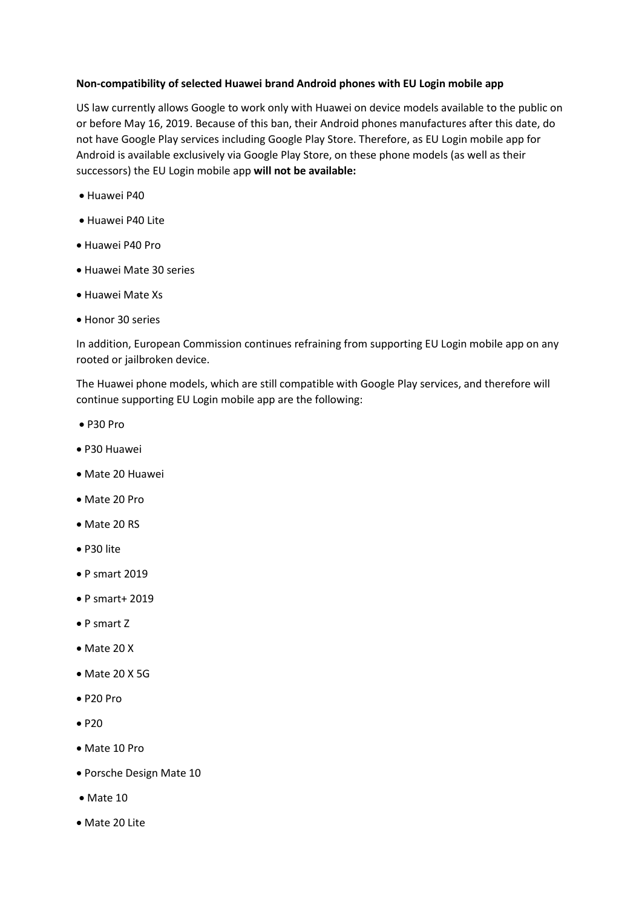**Non-compatibility of selected Huawei brand Android phones with EU Login mobile app**

US law currently allows Google to work only with Huawei on device models available to the public on or before May 16, 2019. Because of this ban, their Android phones manufactures after this date, do not have Google Play services including Google Play Store. Therefore, as EU Login mobile app for Android is available exclusively via Google Play Store, on these phone models (as well as their successors) the EU Login mobile app **will not be available:**

- Huawei P40
- Huawei P40 Lite
- Huawei P40 Pro
- Huawei Mate 30 series
- Huawei Mate Xs
- Honor 30 series

In addition, European Commission continues refraining from supporting EU Login mobile app on any rooted or jailbroken device.

The Huawei phone models, which are still compatible with Google Play services, and therefore will continue supporting EU Login mobile app are the following:

- P30 Pro
- P30 Huawei
- Mate 20 Huawei
- Mate 20 Pro
- Mate 20 RS
- P30 lite
- P smart 2019
- P smart+ 2019
- P smart Z
- Mate 20 X
- Mate 20 X 5G
- P20 Pro
- P20
- Mate 10 Pro
- Porsche Design Mate 10
- Mate 10
- Mate 20 Lite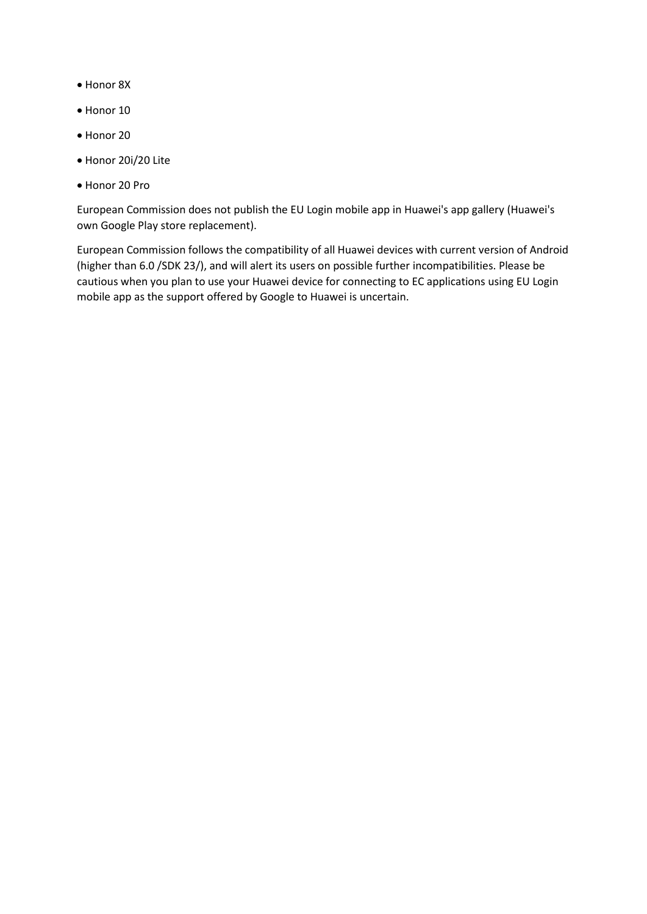- Honor 8X
- Honor 10
- Honor 20
- Honor 20i/20 Lite
- Honor 20 Pro

European Commission does not publish the EU Login mobile app in Huawei's app gallery (Huawei's own Google Play store replacement).

European Commission follows the compatibility of all Huawei devices with current version of Android (higher than 6.0 /SDK 23/), and will alert its users on possible further incompatibilities. Please be cautious when you plan to use your Huawei device for connecting to EC applications using EU Login mobile app as the support offered by Google to Huawei is uncertain.